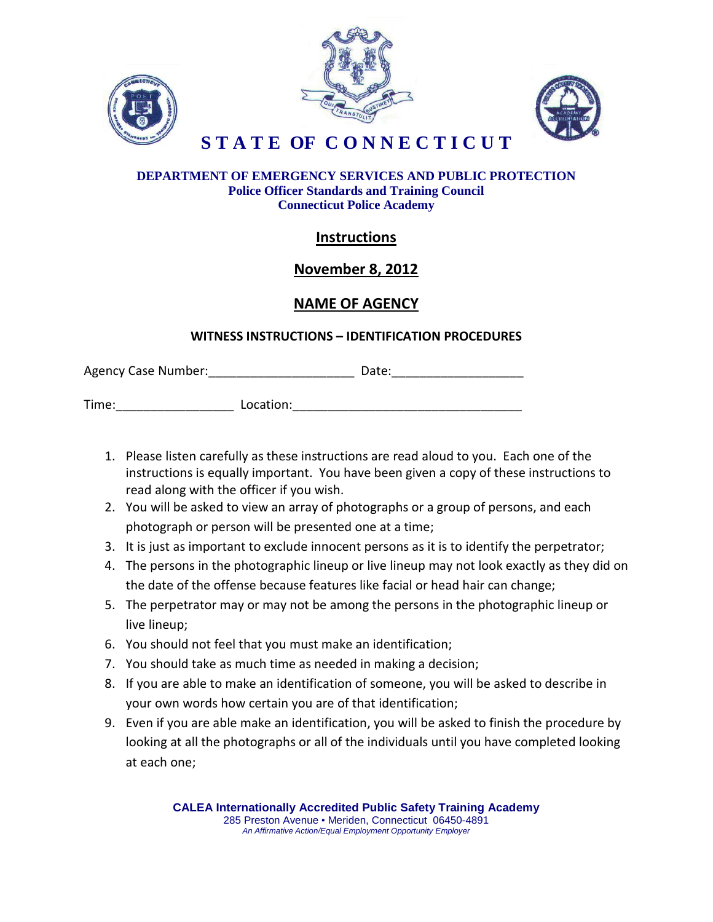# STATE OF CONNECTICUT

**DEPARTMENT OF EMERGENCY SERVICES AND PUBLIC PROTECTION**
**Police Officer Standards and Training Council**
**Connecticut Police Academy**

## Instructions

## November 8, 2012

## NAME OF AGENCY

### WITNESS INSTRUCTIONS – IDENTIFICATION PROCEDURES

Agency Case Number:_____________________ Date:___________________

Time:_________________ Location:_________________________________

1. Please listen carefully as these instructions are read aloud to you. Each one of the instructions is equally important. You have been given a copy of these instructions to read along with the officer if you wish.
2. You will be asked to view an array of photographs or a group of persons, and each photograph or person will be presented one at a time;
3. It is just as important to exclude innocent persons as it is to identify the perpetrator;
4. The persons in the photographic lineup or live lineup may not look exactly as they did on the date of the offense because features like facial or head hair can change;
5. The perpetrator may or may not be among the persons in the photographic lineup or live lineup;
6. You should not feel that you must make an identification;
7. You should take as much time as needed in making a decision;
8. If you are able to make an identification of someone, you will be asked to describe in your own words how certain you are of that identification;
9. Even if you are able make an identification, you will be asked to finish the procedure by looking at all the photographs or all of the individuals until you have completed looking at each one;

**CALEA Internationally Accredited Public Safety Training Academy**
285 Preston Avenue ▪ Meriden, Connecticut 06450-4891
*An Affirmative Action/Equal Employment Opportunity Employer*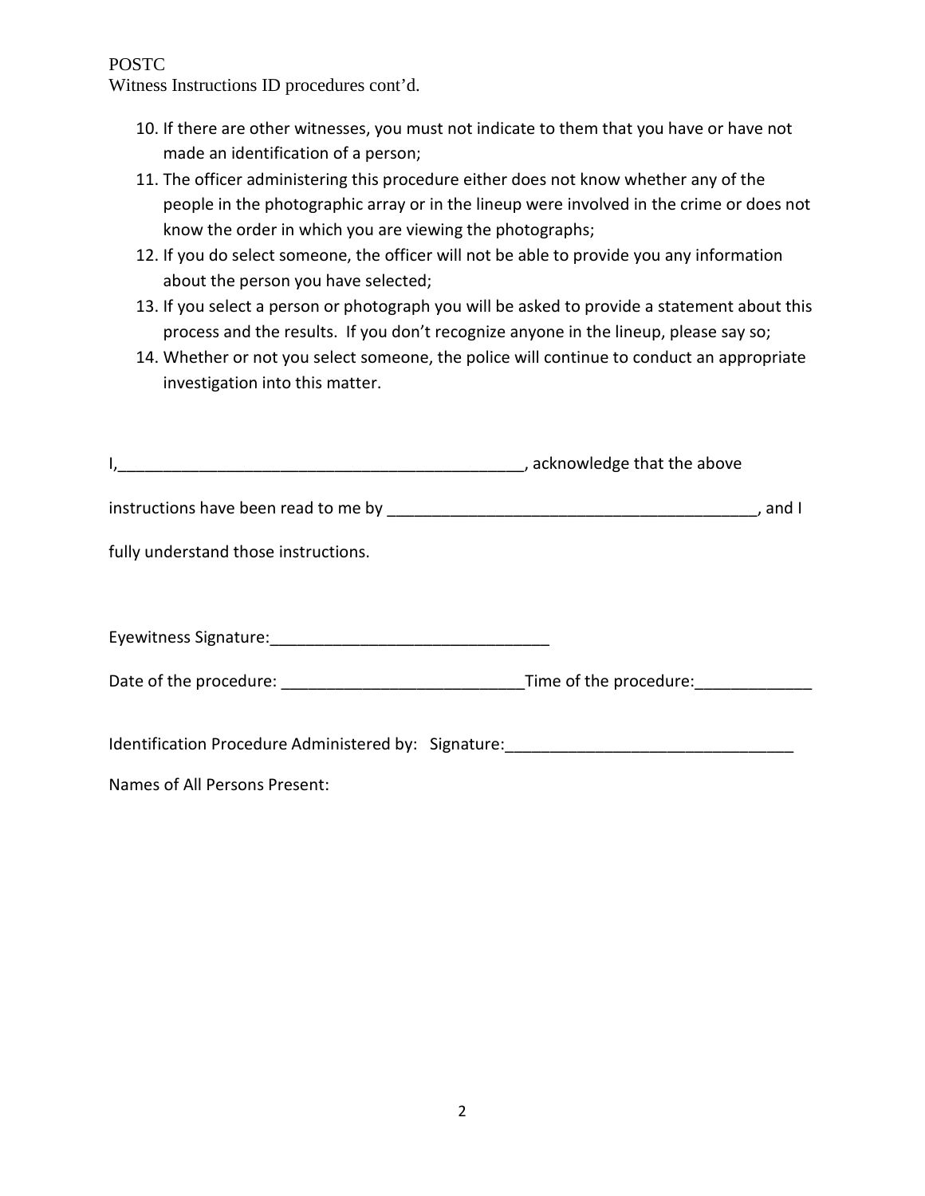POSTC
Witness Instructions ID procedures cont'd.

10. If there are other witnesses, you must not indicate to them that you have or have not made an identification of a person;
11. The officer administering this procedure either does not know whether any of the people in the photographic array or in the lineup were involved in the crime or does not know the order in which you are viewing the photographs;
12. If you do select someone, the officer will not be able to provide you any information about the person you have selected;
13. If you select a person or photograph you will be asked to provide a statement about this process and the results. If you don't recognize anyone in the lineup, please say so;
14. Whether or not you select someone, the police will continue to conduct an appropriate investigation into this matter.

I,_______________________________________________, acknowledge that the above

instructions have been read to me by _________________________________________, and I

fully understand those instructions.

Eyewitness Signature:_______________________________

Date of the procedure: ___________________________Time of the procedure:_____________

Identification Procedure Administered by: Signature:________________________________

Names of All Persons Present: